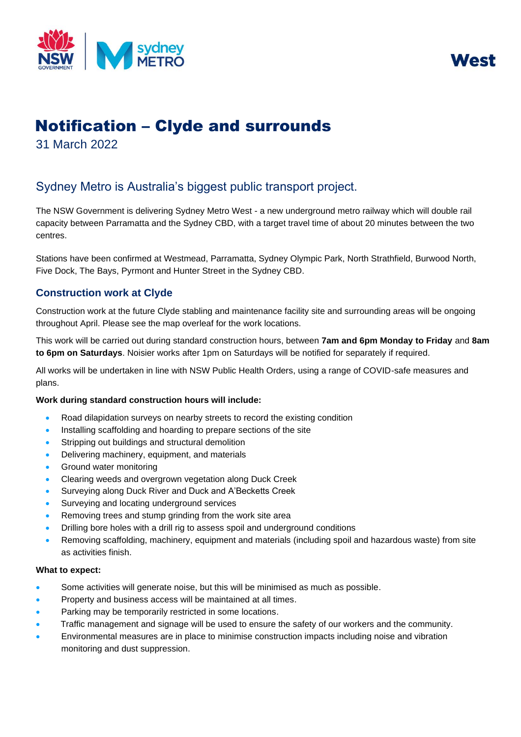West

# Notification – Clyde and surrounds

31 March 2022

## Sydney Metro is Australia's biggest public transport project.

The NSW Government is delivering Sydney Metro West - a new underground metro railway which will double rail capacity between Parramatta and the Sydney CBD, with a target travel time of about 20 minutes between the two centres.

Stations have been confirmed at Westmead, Parramatta, Sydney Olympic Park, North Strathfield, Burwood North, Five Dock, The Bays, Pyrmont and Hunter Street in the Sydney CBD.

### Construction work at Clyde

Construction work at the future Clyde stabling and maintenance facility site and surrounding areas will be ongoing throughout April. Please see the map overleaf for the work locations.

This work will be carried out during standard construction hours, between **7am and 6pm Monday to Friday** and **8am to 6pm on Saturdays**. Noisier works after 1pm on Saturdays will be notified for separately if required.

All works will be undertaken in line with NSW Public Health Orders, using a range of COVID-safe measures and plans.

**Work during standard construction hours will include:**

- Road dilapidation surveys on nearby streets to record the existing condition
- Installing scaffolding and hoarding to prepare sections of the site
- Stripping out buildings and structural demolition
- Delivering machinery, equipment, and materials
- Ground water monitoring
- Clearing weeds and overgrown vegetation along Duck Creek
- Surveying along Duck River and Duck and A'Becketts Creek
- Surveying and locating underground services
- Removing trees and stump grinding from the work site area
- Drilling bore holes with a drill rig to assess spoil and underground conditions
- Removing scaffolding, machinery, equipment and materials (including spoil and hazardous waste) from site as activities finish.

**What to expect:**

- Some activities will generate noise, but this will be minimised as much as possible.
- Property and business access will be maintained at all times.
- Parking may be temporarily restricted in some locations.
- Traffic management and signage will be used to ensure the safety of our workers and the community.
- Environmental measures are in place to minimise construction impacts including noise and vibration monitoring and dust suppression.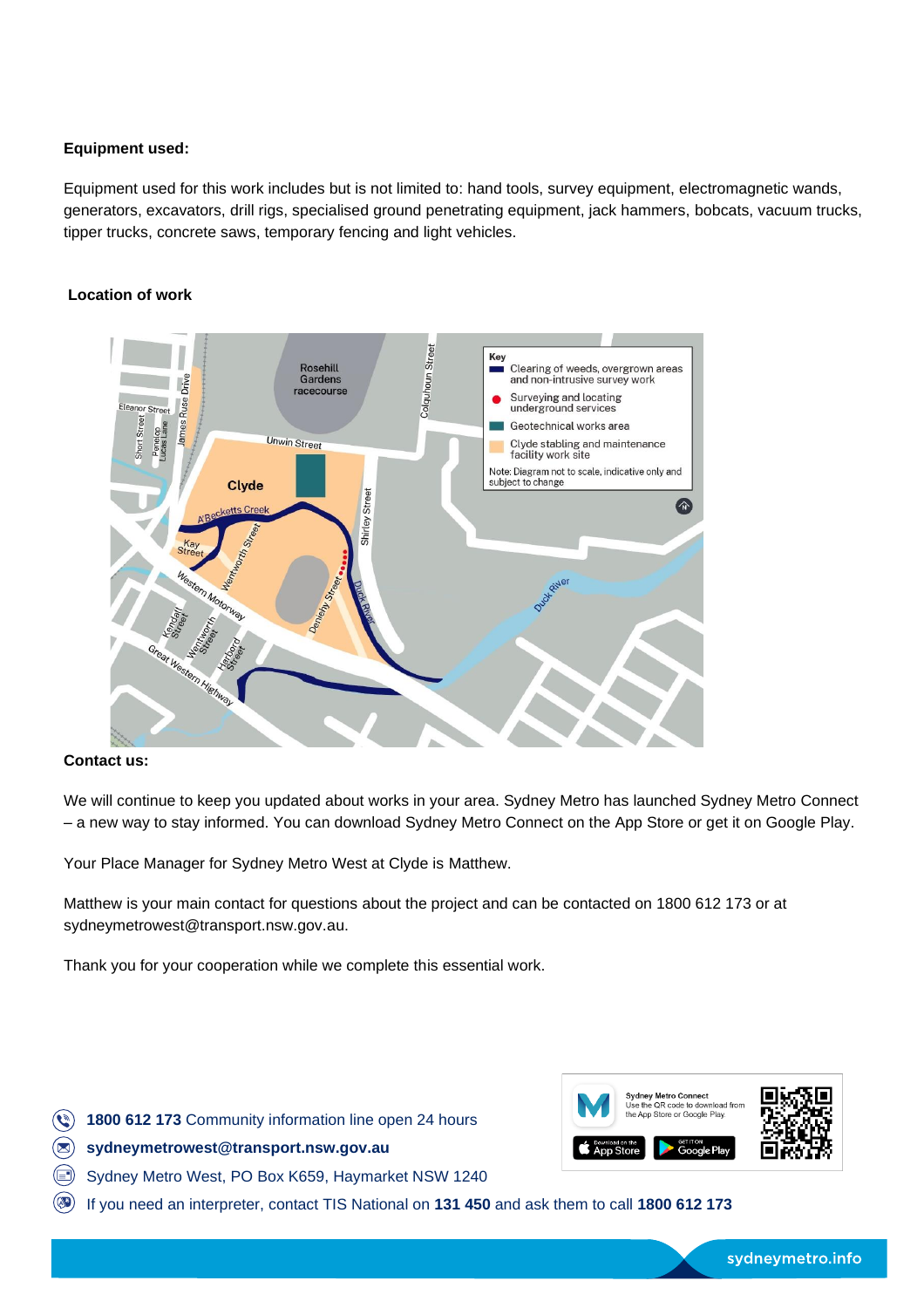**Equipment used:**

Equipment used for this work includes but is not limited to: hand tools, survey equipment, electromagnetic wands, generators, excavators, drill rigs, specialised ground penetrating equipment, jack hammers, bobcats, vacuum trucks, tipper trucks, concrete saws, temporary fencing and light vehicles.

**Location of work**

Key

Clearing of weeds, overgrown areas and non-intrusive survey work

Surveying and locating underground services

Geotechnical works area

Clyde stabling and maintenance facility work site

Note: Diagram not to scale, indicative only and subject to change

**Contact us:**

We will continue to keep you updated about works in your area. Sydney Metro has launched Sydney Metro Connect – a new way to stay informed. You can download Sydney Metro Connect on the App Store or get it on Google Play.

Your Place Manager for Sydney Metro West at Clyde is Matthew.

Matthew is your main contact for questions about the project and can be contacted on 1800 612 173 or at sydneymetrowest@transport.nsw.gov.au.

Thank you for your cooperation while we complete this essential work.

**1800 612 173** Community information line open 24 hours

**sydneymetrowest@transport.nsw.gov.au**

Sydney Metro West, PO Box K659, Haymarket NSW 1240

If you need an interpreter, contact TIS National on **131 450** and ask them to call **1800 612 173**

Sydney Metro Connect
Use the QR code to download from the App Store or Google Play.

sydneymetro.info